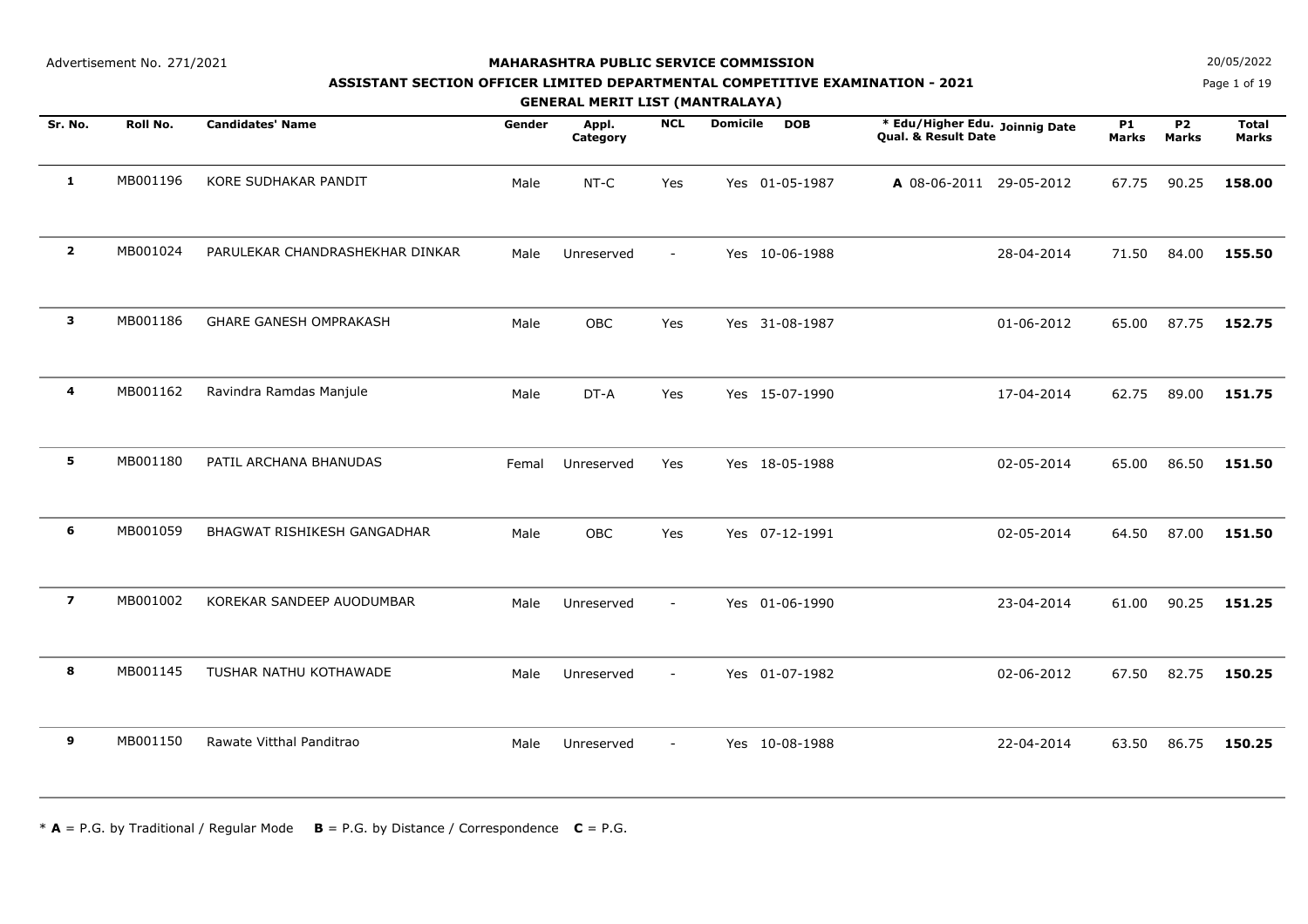Advertisement No. 271/2021

20/05/2022

# MAHARASHTRA PUBLIC SERVICE COMMISSION

## ASSISTANT SECTION OFFICER LIMITED DEPARTMENTAL COMPETITIVE EXAMINATION - 2021

### GENERAL MERIT LIST (MANTRALAYA)

| Sr. No. | Roll No. | Candidates' Name | Gender | Appl. Category | NCL | Domicile | DOB | * Edu/Higher Edu. Qual. & Result Date | Joinnig Date | P1 Marks | P2 Marks | Total Marks |
|---|---|---|---|---|---|---|---|---|---|---|---|---|
| 1 | MB001196 | KORE SUDHAKAR PANDIT | Male | NT-C | Yes | Yes | 01-05-1987 | **A** 08-06-2011 | 29-05-2012 | 67.75 | 90.25 | **158.00** |
| 2 | MB001024 | PARULEKAR CHANDRASHEKHAR DINKAR | Male | Unreserved | - | Yes | 10-06-1988 | | 28-04-2014 | 71.50 | 84.00 | **155.50** |
| 3 | MB001186 | GHARE GANESH OMPRAKASH | Male | OBC | Yes | Yes | 31-08-1987 | | 01-06-2012 | 65.00 | 87.75 | **152.75** |
| 4 | MB001162 | Ravindra Ramdas Manjule | Male | DT-A | Yes | Yes | 15-07-1990 | | 17-04-2014 | 62.75 | 89.00 | **151.75** |
| 5 | MB001180 | PATIL ARCHANA BHANUDAS | Femal | Unreserved | Yes | Yes | 18-05-1988 | | 02-05-2014 | 65.00 | 86.50 | **151.50** |
| 6 | MB001059 | BHAGWAT RISHIKESH GANGADHAR | Male | OBC | Yes | Yes | 07-12-1991 | | 02-05-2014 | 64.50 | 87.00 | **151.50** |
| 7 | MB001002 | KOREKAR SANDEEP AUODUMBAR | Male | Unreserved | - | Yes | 01-06-1990 | | 23-04-2014 | 61.00 | 90.25 | **151.25** |
| 8 | MB001145 | TUSHAR NATHU KOTHAWADE | Male | Unreserved | - | Yes | 01-07-1982 | | 02-06-2012 | 67.50 | 82.75 | **150.25** |
| 9 | MB001150 | Rawate Vitthal Panditrao | Male | Unreserved | - | Yes | 10-08-1988 | | 22-04-2014 | 63.50 | 86.75 | **150.25** |

* **A** = P.G. by Traditional / Regular Mode **B** = P.G. by Distance / Correspondence **C** = P.G.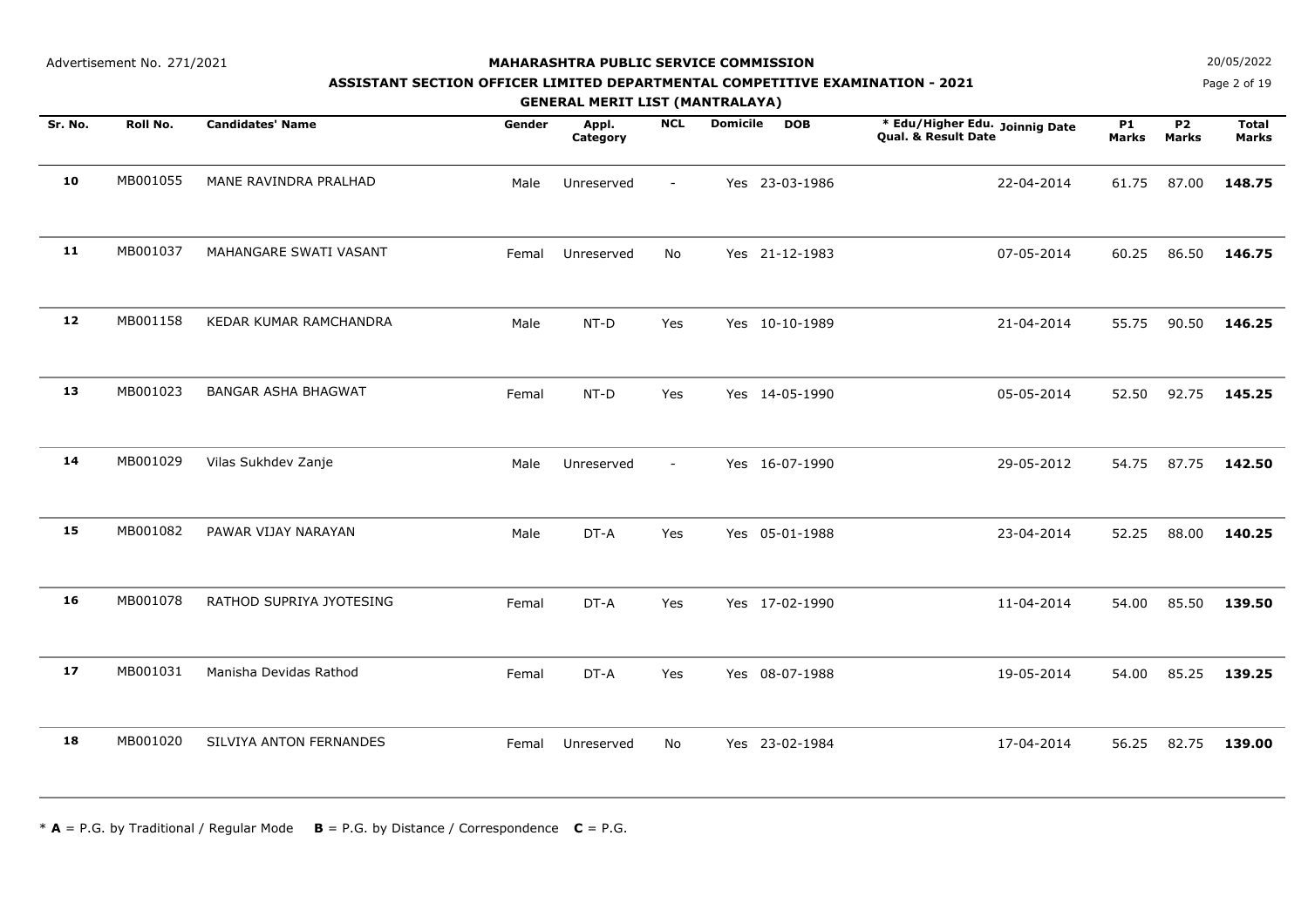Advertisement No. 271/2021

**MAHARASHTRA PUBLIC SERVICE COMMISSION**

**ASSISTANT SECTION OFFICER LIMITED DEPARTMENTAL COMPETITIVE EXAMINATION - 2021**

**GENERAL MERIT LIST (MANTRALAYA)**

20/05/2022

| Sr. No. | Roll No. | Candidates' Name | Gender | Appl. Category | NCL | Domicile | DOB | * Edu/Higher Edu. Qual. & Result Date | Joinnig Date | P1 Marks | P2 Marks | Total Marks |
|---|---|---|---|---|---|---|---|---|---|---|---|---|
| **10** | MB001055 | MANE RAVINDRA PRALHAD | Male | Unreserved | - | Yes | 23-03-1986 | | 22-04-2014 | 61.75 | 87.00 | **148.75** |
| **11** | MB001037 | MAHANGARE SWATI VASANT | Femal | Unreserved | No | Yes | 21-12-1983 | | 07-05-2014 | 60.25 | 86.50 | **146.75** |
| **12** | MB001158 | KEDAR KUMAR RAMCHANDRA | Male | NT-D | Yes | Yes | 10-10-1989 | | 21-04-2014 | 55.75 | 90.50 | **146.25** |
| **13** | MB001023 | BANGAR ASHA BHAGWAT | Femal | NT-D | Yes | Yes | 14-05-1990 | | 05-05-2014 | 52.50 | 92.75 | **145.25** |
| **14** | MB001029 | Vilas Sukhdev Zanje | Male | Unreserved | - | Yes | 16-07-1990 | | 29-05-2012 | 54.75 | 87.75 | **142.50** |
| **15** | MB001082 | PAWAR VIJAY NARAYAN | Male | DT-A | Yes | Yes | 05-01-1988 | | 23-04-2014 | 52.25 | 88.00 | **140.25** |
| **16** | MB001078 | RATHOD SUPRIYA JYOTESING | Femal | DT-A | Yes | Yes | 17-02-1990 | | 11-04-2014 | 54.00 | 85.50 | **139.50** |
| **17** | MB001031 | Manisha Devidas Rathod | Femal | DT-A | Yes | Yes | 08-07-1988 | | 19-05-2014 | 54.00 | 85.25 | **139.25** |
| **18** | MB001020 | SILVIYA ANTON FERNANDES | Femal | Unreserved | No | Yes | 23-02-1984 | | 17-04-2014 | 56.25 | 82.75 | **139.00** |

* **A** = P.G. by Traditional / Regular Mode **B** = P.G. by Distance / Correspondence **C** = P.G.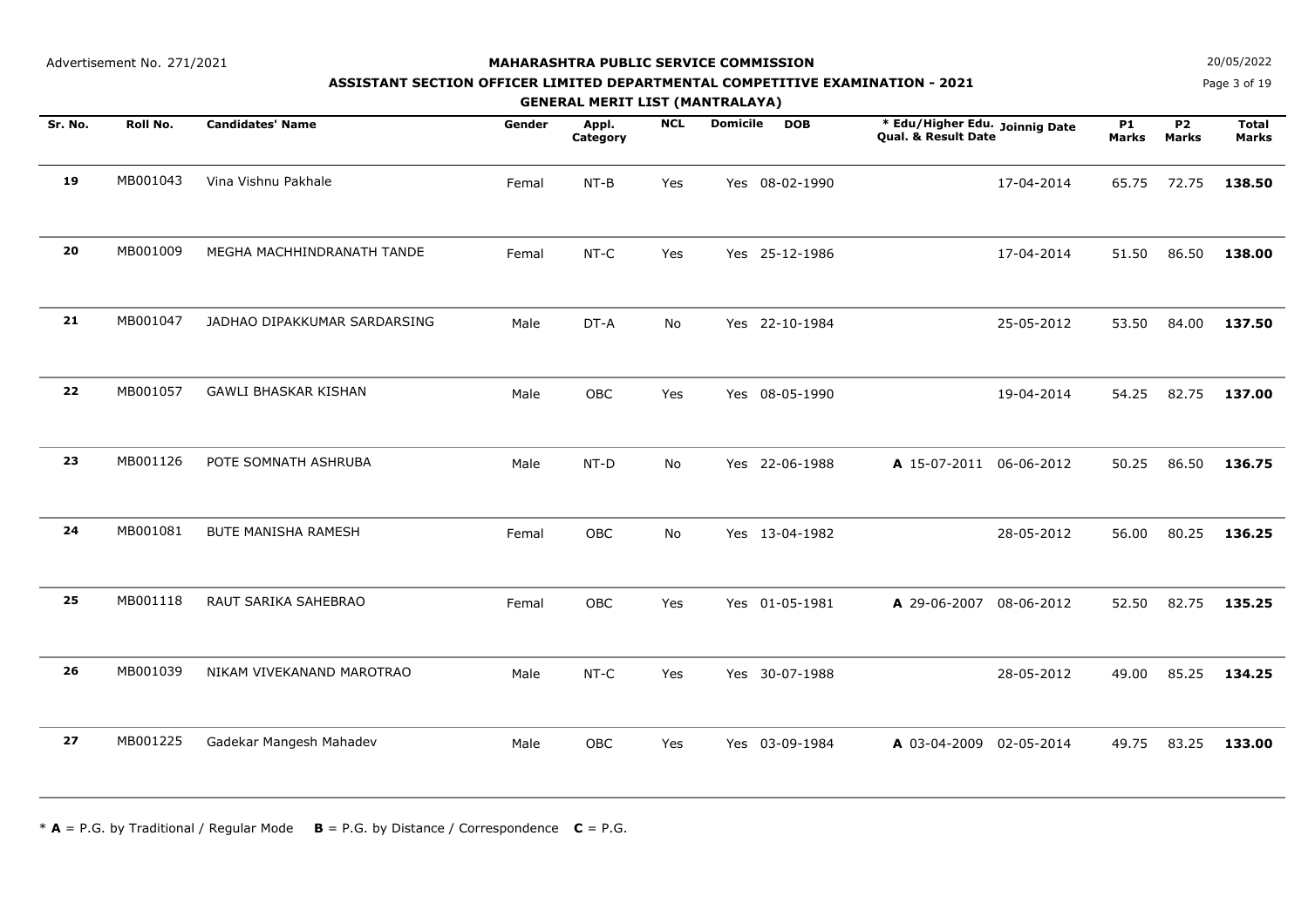Advertisement No. 271/2021

**MAHARASHTRA PUBLIC SERVICE COMMISSION**

20/05/2022

**ASSISTANT SECTION OFFICER LIMITED DEPARTMENTAL COMPETITIVE EXAMINATION - 2021**

**GENERAL MERIT LIST (MANTRALAYA)**

| Sr. No. | Roll No. | Candidates' Name | Gender | Appl. Category | NCL | Domicile | DOB | * Edu/Higher Edu. Qual. & Result Date | Joinnig Date | P1 Marks | P2 Marks | Total Marks |
|---|---|---|---|---|---|---|---|---|---|---|---|---|
| **19** | MB001043 | Vina Vishnu Pakhale | Femal | NT-B | Yes | Yes | 08-02-1990 | | 17-04-2014 | 65.75 | 72.75 | **138.50** |
| **20** | MB001009 | MEGHA MACHHINDRANATH TANDE | Femal | NT-C | Yes | Yes | 25-12-1986 | | 17-04-2014 | 51.50 | 86.50 | **138.00** |
| **21** | MB001047 | JADHAO DIPAKKUMAR SARDARSING | Male | DT-A | No | Yes | 22-10-1984 | | 25-05-2012 | 53.50 | 84.00 | **137.50** |
| **22** | MB001057 | GAWLI BHASKAR KISHAN | Male | OBC | Yes | Yes | 08-05-1990 | | 19-04-2014 | 54.25 | 82.75 | **137.00** |
| **23** | MB001126 | POTE SOMNATH ASHRUBA | Male | NT-D | No | Yes | 22-06-1988 | **A** 15-07-2011 | 06-06-2012 | 50.25 | 86.50 | **136.75** |
| **24** | MB001081 | BUTE MANISHA RAMESH | Femal | OBC | No | Yes | 13-04-1982 | | 28-05-2012 | 56.00 | 80.25 | **136.25** |
| **25** | MB001118 | RAUT SARIKA SAHEBRAO | Femal | OBC | Yes | Yes | 01-05-1981 | **A** 29-06-2007 | 08-06-2012 | 52.50 | 82.75 | **135.25** |
| **26** | MB001039 | NIKAM VIVEKANAND MAROTRAO | Male | NT-C | Yes | Yes | 30-07-1988 | | 28-05-2012 | 49.00 | 85.25 | **134.25** |
| **27** | MB001225 | Gadekar Mangesh Mahadev | Male | OBC | Yes | Yes | 03-09-1984 | **A** 03-04-2009 | 02-05-2014 | 49.75 | 83.25 | **133.00** |

* **A** = P.G. by Traditional / Regular Mode **B** = P.G. by Distance / Correspondence **C** = P.G.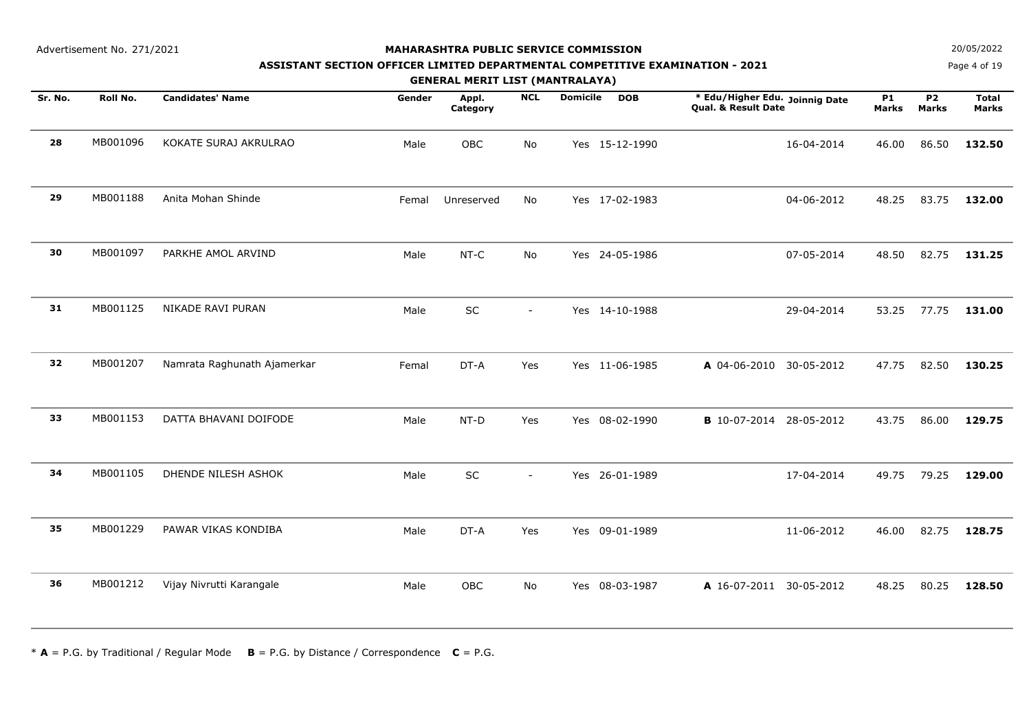Advertisement No. 271/2021

20/05/2022

# MAHARASHTRA PUBLIC SERVICE COMMISSION

## ASSISTANT SECTION OFFICER LIMITED DEPARTMENTAL COMPETITIVE EXAMINATION - 2021

### GENERAL MERIT LIST (MANTRALAYA)

| Sr. No. | Roll No. | Candidates' Name | Gender | Appl. Category | NCL | Domicile | DOB | * Edu/Higher Edu. Qual. & Result Date | Joinnig Date | P1 Marks | P2 Marks | Total Marks |
|---|---|---|---|---|---|---|---|---|---|---|---|---|
| **28** | MB001096 | KOKATE SURAJ AKRULRAO | Male | OBC | No | Yes | 15-12-1990 | | 16-04-2014 | 46.00 | 86.50 | **132.50** |
| **29** | MB001188 | Anita Mohan Shinde | Femal | Unreserved | No | Yes | 17-02-1983 | | 04-06-2012 | 48.25 | 83.75 | **132.00** |
| **30** | MB001097 | PARKHE AMOL ARVIND | Male | NT-C | No | Yes | 24-05-1986 | | 07-05-2014 | 48.50 | 82.75 | **131.25** |
| **31** | MB001125 | NIKADE RAVI PURAN | Male | SC | - | Yes | 14-10-1988 | | 29-04-2014 | 53.25 | 77.75 | **131.00** |
| **32** | MB001207 | Namrata Raghunath Ajamerkar | Femal | DT-A | Yes | Yes | 11-06-1985 | **A** 04-06-2010 | 30-05-2012 | 47.75 | 82.50 | **130.25** |
| **33** | MB001153 | DATTA BHAVANI DOIFODE | Male | NT-D | Yes | Yes | 08-02-1990 | **B** 10-07-2014 | 28-05-2012 | 43.75 | 86.00 | **129.75** |
| **34** | MB001105 | DHENDE NILESH ASHOK | Male | SC | - | Yes | 26-01-1989 | | 17-04-2014 | 49.75 | 79.25 | **129.00** |
| **35** | MB001229 | PAWAR VIKAS KONDIBA | Male | DT-A | Yes | Yes | 09-01-1989 | | 11-06-2012 | 46.00 | 82.75 | **128.75** |
| **36** | MB001212 | Vijay Nivrutti Karangale | Male | OBC | No | Yes | 08-03-1987 | **A** 16-07-2011 | 30-05-2012 | 48.25 | 80.25 | **128.50** |

* **A** = P.G. by Traditional / Regular Mode **B** = P.G. by Distance / Correspondence **C** = P.G.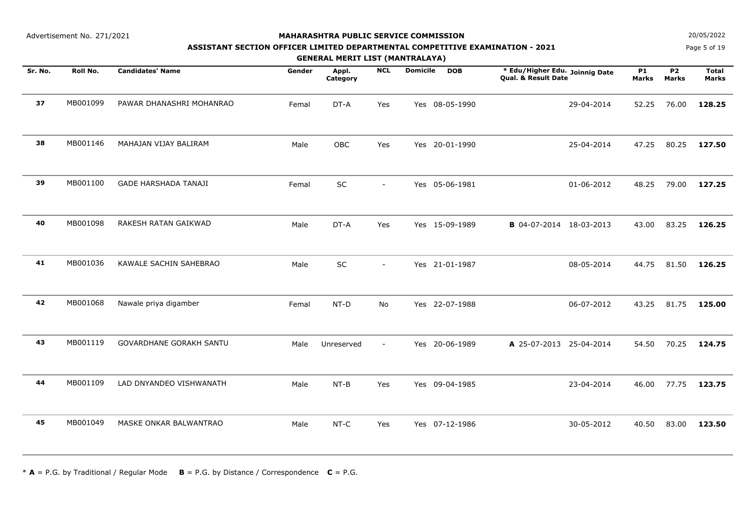Advertisement No. 271/2021

# MAHARASHTRA PUBLIC SERVICE COMMISSION

20/05/2022

## ASSISTANT SECTION OFFICER LIMITED DEPARTMENTAL COMPETITIVE EXAMINATION - 2021

### GENERAL MERIT LIST (MANTRALAYA)

| Sr. No. | Roll No. | Candidates' Name | Gender | Appl. Category | NCL | Domicile | DOB | * Edu/Higher Edu. Qual. & Result Date | Joinnig Date | P1 Marks | P2 Marks | Total Marks |
|---|---|---|---|---|---|---|---|---|---|---|---|---|
| **37** | MB001099 | PAWAR DHANASHRI MOHANRAO | Femal | DT-A | Yes | Yes | 08-05-1990 | | 29-04-2014 | 52.25 | 76.00 | **128.25** |
| **38** | MB001146 | MAHAJAN VIJAY BALIRAM | Male | OBC | Yes | Yes | 20-01-1990 | | 25-04-2014 | 47.25 | 80.25 | **127.50** |
| **39** | MB001100 | GADE HARSHADA TANAJI | Femal | SC | - | Yes | 05-06-1981 | | 01-06-2012 | 48.25 | 79.00 | **127.25** |
| **40** | MB001098 | RAKESH RATAN GAIKWAD | Male | DT-A | Yes | Yes | 15-09-1989 | **B** 04-07-2014 | 18-03-2013 | 43.00 | 83.25 | **126.25** |
| **41** | MB001036 | KAWALE SACHIN SAHEBRAO | Male | SC | - | Yes | 21-01-1987 | | 08-05-2014 | 44.75 | 81.50 | **126.25** |
| **42** | MB001068 | Nawale priya digamber | Femal | NT-D | No | Yes | 22-07-1988 | | 06-07-2012 | 43.25 | 81.75 | **125.00** |
| **43** | MB001119 | GOVARDHANE GORAKH SANTU | Male | Unreserved | - | Yes | 20-06-1989 | **A** 25-07-2013 | 25-04-2014 | 54.50 | 70.25 | **124.75** |
| **44** | MB001109 | LAD DNYANDEO VISHWANATH | Male | NT-B | Yes | Yes | 09-04-1985 | | 23-04-2014 | 46.00 | 77.75 | **123.75** |
| **45** | MB001049 | MASKE ONKAR BALWANTRAO | Male | NT-C | Yes | Yes | 07-12-1986 | | 30-05-2012 | 40.50 | 83.00 | **123.50** |

* **A** = P.G. by Traditional / Regular Mode **B** = P.G. by Distance / Correspondence **C** = P.G.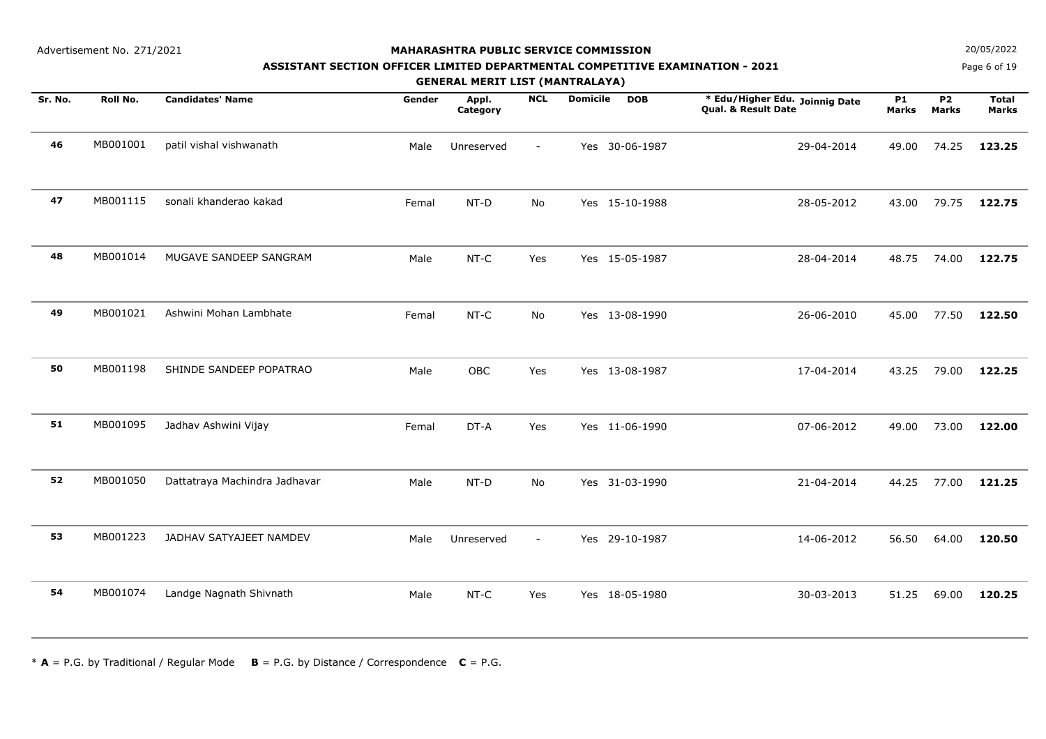Advertisement No. 271/2021

**MAHARASHTRA PUBLIC SERVICE COMMISSION**

**ASSISTANT SECTION OFFICER LIMITED DEPARTMENTAL COMPETITIVE EXAMINATION - 2021**

**GENERAL MERIT LIST (MANTRALAYA)**

20/05/2022

| Sr. No. | Roll No. | Candidates' Name | Gender | Appl. Category | NCL | Domicile | DOB | * Edu/Higher Edu. Qual. & Result Date | Joinnig Date | P1 Marks | P2 Marks | Total Marks |
|---|---|---|---|---|---|---|---|---|---|---|---|---|
| **46** | MB001001 | patil vishal vishwanath | Male | Unreserved | - | Yes | 30-06-1987 | | 29-04-2014 | 49.00 | 74.25 | **123.25** |
| **47** | MB001115 | sonali khanderao kakad | Femal | NT-D | No | Yes | 15-10-1988 | | 28-05-2012 | 43.00 | 79.75 | **122.75** |
| **48** | MB001014 | MUGAVE SANDEEP SANGRAM | Male | NT-C | Yes | Yes | 15-05-1987 | | 28-04-2014 | 48.75 | 74.00 | **122.75** |
| **49** | MB001021 | Ashwini Mohan Lambhate | Femal | NT-C | No | Yes | 13-08-1990 | | 26-06-2010 | 45.00 | 77.50 | **122.50** |
| **50** | MB001198 | SHINDE SANDEEP POPATRAO | Male | OBC | Yes | Yes | 13-08-1987 | | 17-04-2014 | 43.25 | 79.00 | **122.25** |
| **51** | MB001095 | Jadhav Ashwini Vijay | Femal | DT-A | Yes | Yes | 11-06-1990 | | 07-06-2012 | 49.00 | 73.00 | **122.00** |
| **52** | MB001050 | Dattatraya Machindra Jadhavar | Male | NT-D | No | Yes | 31-03-1990 | | 21-04-2014 | 44.25 | 77.00 | **121.25** |
| **53** | MB001223 | JADHAV SATYAJEET NAMDEV | Male | Unreserved | - | Yes | 29-10-1987 | | 14-06-2012 | 56.50 | 64.00 | **120.50** |
| **54** | MB001074 | Landge Nagnath Shivnath | Male | NT-C | Yes | Yes | 18-05-1980 | | 30-03-2013 | 51.25 | 69.00 | **120.25** |

* **A** = P.G. by Traditional / Regular Mode **B** = P.G. by Distance / Correspondence **C** = P.G.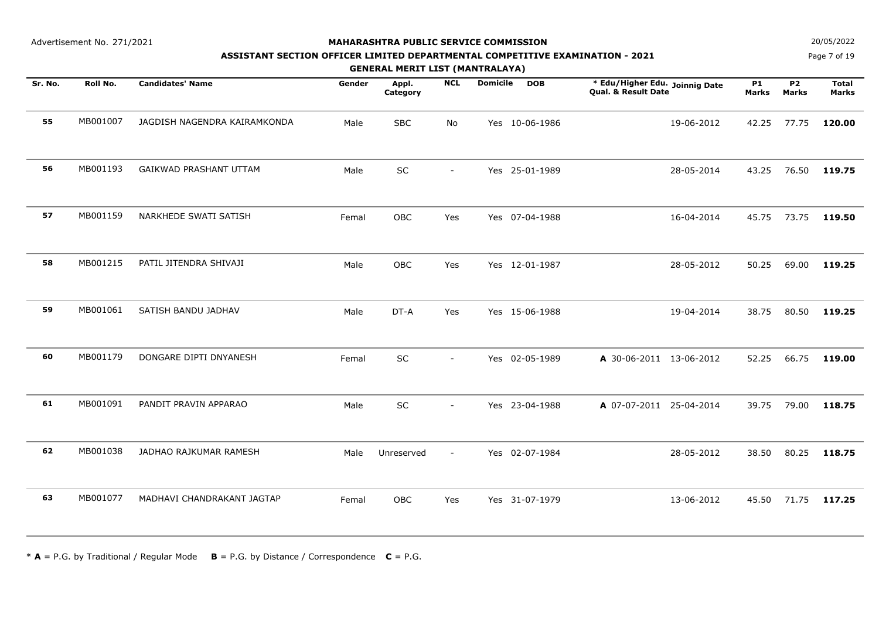Advertisement No. 271/2021

**MAHARASHTRA PUBLIC SERVICE COMMISSION**

20/05/2022

**ASSISTANT SECTION OFFICER LIMITED DEPARTMENTAL COMPETITIVE EXAMINATION - 2021**

**GENERAL MERIT LIST (MANTRALAYA)**

| Sr. No. | Roll No. | Candidates' Name | Gender | Appl. Category | NCL | Domicile | DOB | * Edu/Higher Edu. Qual. & Result Date | Joinnig Date | P1 Marks | P2 Marks | Total Marks |
|---|---|---|---|---|---|---|---|---|---|---|---|---|
| **55** | MB001007 | JAGDISH NAGENDRA KAIRAMKONDA | Male | SBC | No | Yes | 10-06-1986 | | 19-06-2012 | 42.25 | 77.75 | **120.00** |
| **56** | MB001193 | GAIKWAD PRASHANT UTTAM | Male | SC | - | Yes | 25-01-1989 | | 28-05-2014 | 43.25 | 76.50 | **119.75** |
| **57** | MB001159 | NARKHEDE SWATI SATISH | Femal | OBC | Yes | Yes | 07-04-1988 | | 16-04-2014 | 45.75 | 73.75 | **119.50** |
| **58** | MB001215 | PATIL JITENDRA SHIVAJI | Male | OBC | Yes | Yes | 12-01-1987 | | 28-05-2012 | 50.25 | 69.00 | **119.25** |
| **59** | MB001061 | SATISH BANDU JADHAV | Male | DT-A | Yes | Yes | 15-06-1988 | | 19-04-2014 | 38.75 | 80.50 | **119.25** |
| **60** | MB001179 | DONGARE DIPTI DNYANESH | Femal | SC | - | Yes | 02-05-1989 | **A** 30-06-2011 | 13-06-2012 | 52.25 | 66.75 | **119.00** |
| **61** | MB001091 | PANDIT PRAVIN APPARAO | Male | SC | - | Yes | 23-04-1988 | **A** 07-07-2011 | 25-04-2014 | 39.75 | 79.00 | **118.75** |
| **62** | MB001038 | JADHAO RAJKUMAR RAMESH | Male | Unreserved | - | Yes | 02-07-1984 | | 28-05-2012 | 38.50 | 80.25 | **118.75** |
| **63** | MB001077 | MADHAVI CHANDRAKANT JAGTAP | Femal | OBC | Yes | Yes | 31-07-1979 | | 13-06-2012 | 45.50 | 71.75 | **117.25** |

\* **A** = P.G. by Traditional / Regular Mode **B** = P.G. by Distance / Correspondence **C** = P.G.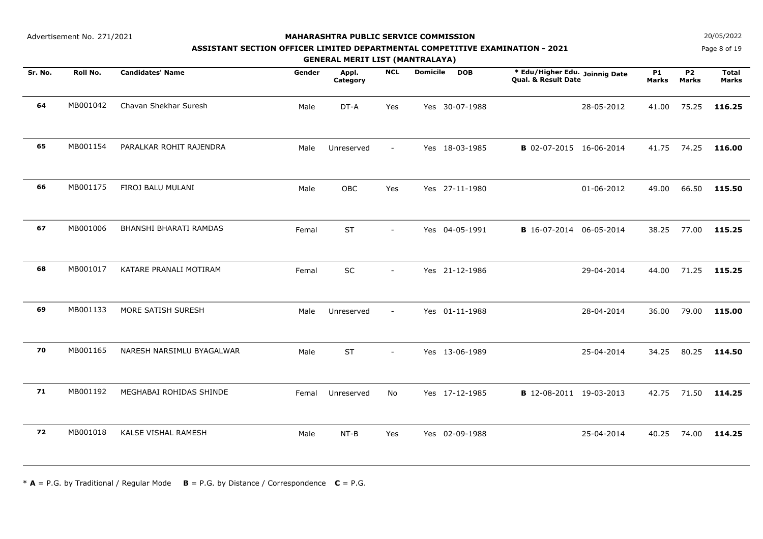Advertisement No. 271/2021

20/05/2022

**MAHARASHTRA PUBLIC SERVICE COMMISSION**

**ASSISTANT SECTION OFFICER LIMITED DEPARTMENTAL COMPETITIVE EXAMINATION - 2021**

**GENERAL MERIT LIST (MANTRALAYA)**

| Sr. No. | Roll No. | Candidates' Name | Gender | Appl. Category | NCL | Domicile | DOB | * Edu/Higher Edu. Qual. & Result Date | Joinnig Date | P1 Marks | P2 Marks | Total Marks |
|---|---|---|---|---|---|---|---|---|---|---|---|---|
| **64** | MB001042 | Chavan Shekhar Suresh | Male | DT-A | Yes | Yes | 30-07-1988 | | 28-05-2012 | 41.00 | 75.25 | **116.25** |
| **65** | MB001154 | PARALKAR ROHIT RAJENDRA | Male | Unreserved | - | Yes | 18-03-1985 | **B** 02-07-2015 | 16-06-2014 | 41.75 | 74.25 | **116.00** |
| **66** | MB001175 | FIROJ BALU MULANI | Male | OBC | Yes | Yes | 27-11-1980 | | 01-06-2012 | 49.00 | 66.50 | **115.50** |
| **67** | MB001006 | BHANSHI BHARATI RAMDAS | Femal | ST | - | Yes | 04-05-1991 | **B** 16-07-2014 | 06-05-2014 | 38.25 | 77.00 | **115.25** |
| **68** | MB001017 | KATARE PRANALI MOTIRAM | Femal | SC | - | Yes | 21-12-1986 | | 29-04-2014 | 44.00 | 71.25 | **115.25** |
| **69** | MB001133 | MORE SATISH SURESH | Male | Unreserved | - | Yes | 01-11-1988 | | 28-04-2014 | 36.00 | 79.00 | **115.00** |
| **70** | MB001165 | NARESH NARSIMLU BYAGALWAR | Male | ST | - | Yes | 13-06-1989 | | 25-04-2014 | 34.25 | 80.25 | **114.50** |
| **71** | MB001192 | MEGHABAI ROHIDAS SHINDE | Femal | Unreserved | No | Yes | 17-12-1985 | **B** 12-08-2011 | 19-03-2013 | 42.75 | 71.50 | **114.25** |
| **72** | MB001018 | KALSE VISHAL RAMESH | Male | NT-B | Yes | Yes | 02-09-1988 | | 25-04-2014 | 40.25 | 74.00 | **114.25** |

* **A** = P.G. by Traditional / Regular Mode **B** = P.G. by Distance / Correspondence **C** = P.G.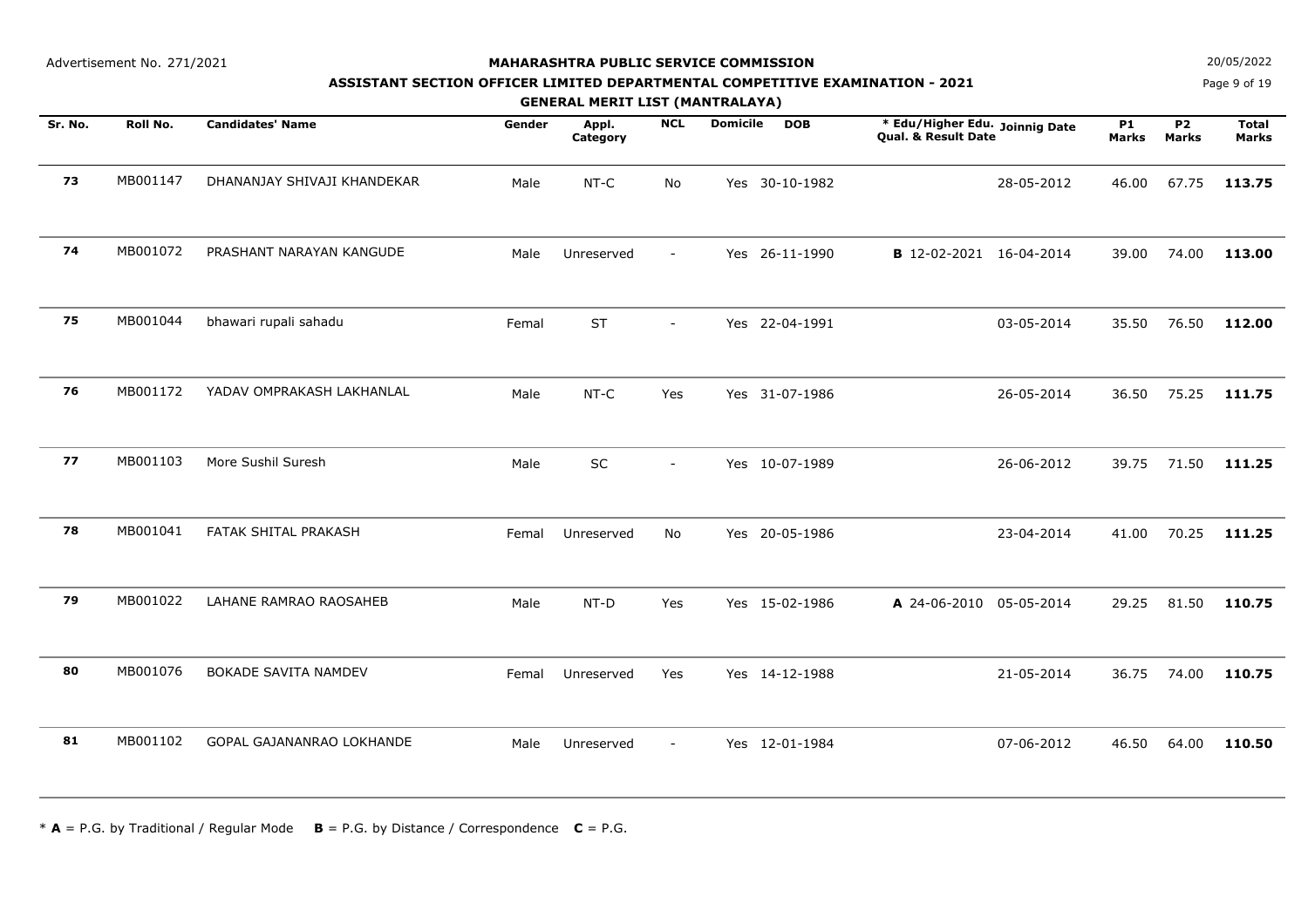Advertisement No. 271/2021

**MAHARASHTRA PUBLIC SERVICE COMMISSION**

**ASSISTANT SECTION OFFICER LIMITED DEPARTMENTAL COMPETITIVE EXAMINATION - 2021**

**GENERAL MERIT LIST (MANTRALAYA)**

20/05/2022

| Sr. No. | Roll No. | Candidates' Name | Gender | Appl. Category | NCL | Domicile | DOB | * Edu/Higher Edu. Qual. & Result Date | Joinnig Date | P1 Marks | P2 Marks | Total Marks |
|---|---|---|---|---|---|---|---|---|---|---|---|---|
| **73** | MB001147 | DHANANJAY SHIVAJI KHANDEKAR | Male | NT-C | No | Yes | 30-10-1982 | | 28-05-2012 | 46.00 | 67.75 | **113.75** |
| **74** | MB001072 | PRASHANT NARAYAN KANGUDE | Male | Unreserved | - | Yes | 26-11-1990 | **B** 12-02-2021 | 16-04-2014 | 39.00 | 74.00 | **113.00** |
| **75** | MB001044 | bhawari rupali sahadu | Femal | ST | - | Yes | 22-04-1991 | | 03-05-2014 | 35.50 | 76.50 | **112.00** |
| **76** | MB001172 | YADAV OMPRAKASH LAKHANLAL | Male | NT-C | Yes | Yes | 31-07-1986 | | 26-05-2014 | 36.50 | 75.25 | **111.75** |
| **77** | MB001103 | More Sushil Suresh | Male | SC | - | Yes | 10-07-1989 | | 26-06-2012 | 39.75 | 71.50 | **111.25** |
| **78** | MB001041 | FATAK SHITAL PRAKASH | Femal | Unreserved | No | Yes | 20-05-1986 | | 23-04-2014 | 41.00 | 70.25 | **111.25** |
| **79** | MB001022 | LAHANE RAMRAO RAOSAHEB | Male | NT-D | Yes | Yes | 15-02-1986 | **A** 24-06-2010 | 05-05-2014 | 29.25 | 81.50 | **110.75** |
| **80** | MB001076 | BOKADE SAVITA NAMDEV | Femal | Unreserved | Yes | Yes | 14-12-1988 | | 21-05-2014 | 36.75 | 74.00 | **110.75** |
| **81** | MB001102 | GOPAL GAJANANRAO LOKHANDE | Male | Unreserved | - | Yes | 12-01-1984 | | 07-06-2012 | 46.50 | 64.00 | **110.50** |

* **A** = P.G. by Traditional / Regular Mode **B** = P.G. by Distance / Correspondence **C** = P.G.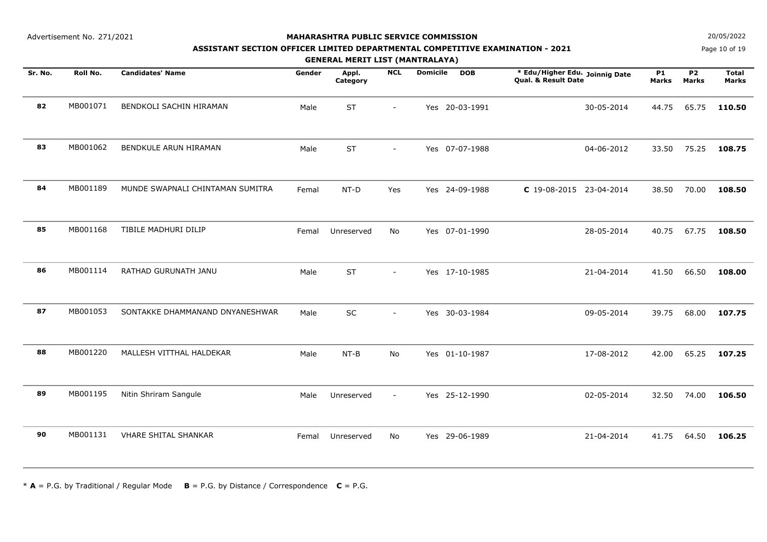**MAHARASHTRA PUBLIC SERVICE COMMISSION**

**ASSISTANT SECTION OFFICER LIMITED DEPARTMENTAL COMPETITIVE EXAMINATION - 2021**

**GENERAL MERIT LIST (MANTRALAYA)**

Advertisement No. 271/2021

20/05/2022

| Sr. No. | Roll No. | Candidates' Name | Gender | Appl. Category | NCL | Domicile | DOB | * Edu/Higher Edu. Qual. & Result Date | Joinnig Date | P1 Marks | P2 Marks | Total Marks |
|---|---|---|---|---|---|---|---|---|---|---|---|---|
| **82** | MB001071 | BENDKOLI SACHIN HIRAMAN | Male | ST | - | Yes | 20-03-1991 | | 30-05-2014 | 44.75 | 65.75 | **110.50** |
| **83** | MB001062 | BENDKULE ARUN HIRAMAN | Male | ST | - | Yes | 07-07-1988 | | 04-06-2012 | 33.50 | 75.25 | **108.75** |
| **84** | MB001189 | MUNDE SWAPNALI CHINTAMAN SUMITRA | Femal | NT-D | Yes | Yes | 24-09-1988 | **C** 19-08-2015 | 23-04-2014 | 38.50 | 70.00 | **108.50** |
| **85** | MB001168 | TIBILE MADHURI DILIP | Femal | Unreserved | No | Yes | 07-01-1990 | | 28-05-2014 | 40.75 | 67.75 | **108.50** |
| **86** | MB001114 | RATHAD GURUNATH JANU | Male | ST | - | Yes | 17-10-1985 | | 21-04-2014 | 41.50 | 66.50 | **108.00** |
| **87** | MB001053 | SONTAKKE DHAMMANAND DNYANESHWAR | Male | SC | - | Yes | 30-03-1984 | | 09-05-2014 | 39.75 | 68.00 | **107.75** |
| **88** | MB001220 | MALLESH VITTHAL HALDEKAR | Male | NT-B | No | Yes | 01-10-1987 | | 17-08-2012 | 42.00 | 65.25 | **107.25** |
| **89** | MB001195 | Nitin Shriram Sangule | Male | Unreserved | - | Yes | 25-12-1990 | | 02-05-2014 | 32.50 | 74.00 | **106.50** |
| **90** | MB001131 | VHARE SHITAL SHANKAR | Femal | Unreserved | No | Yes | 29-06-1989 | | 21-04-2014 | 41.75 | 64.50 | **106.25** |

\* **A** = P.G. by Traditional / Regular Mode **B** = P.G. by Distance / Correspondence **C** = P.G.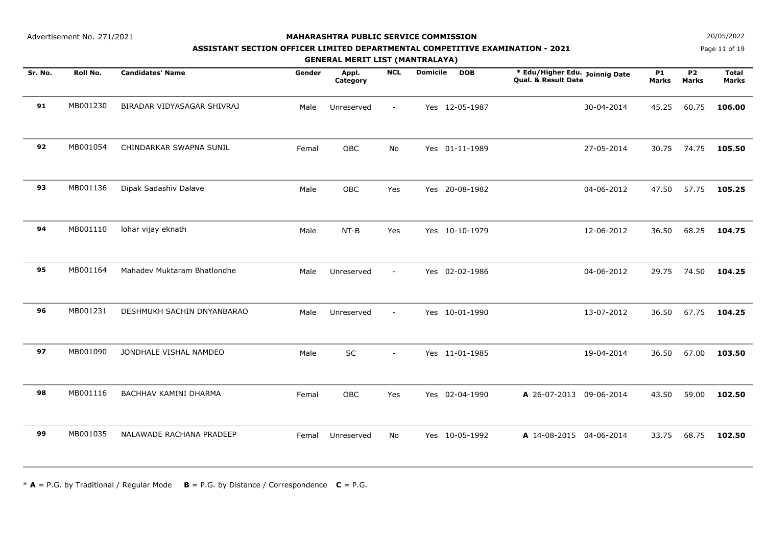Advertisement No. 271/2021

**MAHARASHTRA PUBLIC SERVICE COMMISSION**

**ASSISTANT SECTION OFFICER LIMITED DEPARTMENTAL COMPETITIVE EXAMINATION - 2021**

**GENERAL MERIT LIST (MANTRALAYA)**

20/05/2022

| Sr. No. | Roll No. | Candidates' Name | Gender | Appl. Category | NCL | Domicile | DOB | * Edu/Higher Edu. Qual. & Result Date | Joinnig Date | P1 Marks | P2 Marks | Total Marks |
|---|---|---|---|---|---|---|---|---|---|---|---|---|
| **91** | MB001230 | BIRADAR VIDYASAGAR SHIVRAJ | Male | Unreserved | - | Yes | 12-05-1987 | | 30-04-2014 | 45.25 | 60.75 | **106.00** |
| **92** | MB001054 | CHINDARKAR SWAPNA SUNIL | Femal | OBC | No | Yes | 01-11-1989 | | 27-05-2014 | 30.75 | 74.75 | **105.50** |
| **93** | MB001136 | Dipak Sadashiv Dalave | Male | OBC | Yes | Yes | 20-08-1982 | | 04-06-2012 | 47.50 | 57.75 | **105.25** |
| **94** | MB001110 | lohar vijay eknath | Male | NT-B | Yes | Yes | 10-10-1979 | | 12-06-2012 | 36.50 | 68.25 | **104.75** |
| **95** | MB001164 | Mahadev Muktaram Bhatlondhe | Male | Unreserved | - | Yes | 02-02-1986 | | 04-06-2012 | 29.75 | 74.50 | **104.25** |
| **96** | MB001231 | DESHMUKH SACHIN DNYANBARAO | Male | Unreserved | - | Yes | 10-01-1990 | | 13-07-2012 | 36.50 | 67.75 | **104.25** |
| **97** | MB001090 | JONDHALE VISHAL NAMDEO | Male | SC | - | Yes | 11-01-1985 | | 19-04-2014 | 36.50 | 67.00 | **103.50** |
| **98** | MB001116 | BACHHAV KAMINI DHARMA | Femal | OBC | Yes | Yes | 02-04-1990 | **A** 26-07-2013 | 09-06-2014 | 43.50 | 59.00 | **102.50** |
| **99** | MB001035 | NALAWADE RACHANA PRADEEP | Femal | Unreserved | No | Yes | 10-05-1992 | **A** 14-08-2015 | 04-06-2014 | 33.75 | 68.75 | **102.50** |

* **A** = P.G. by Traditional / Regular Mode **B** = P.G. by Distance / Correspondence **C** = P.G.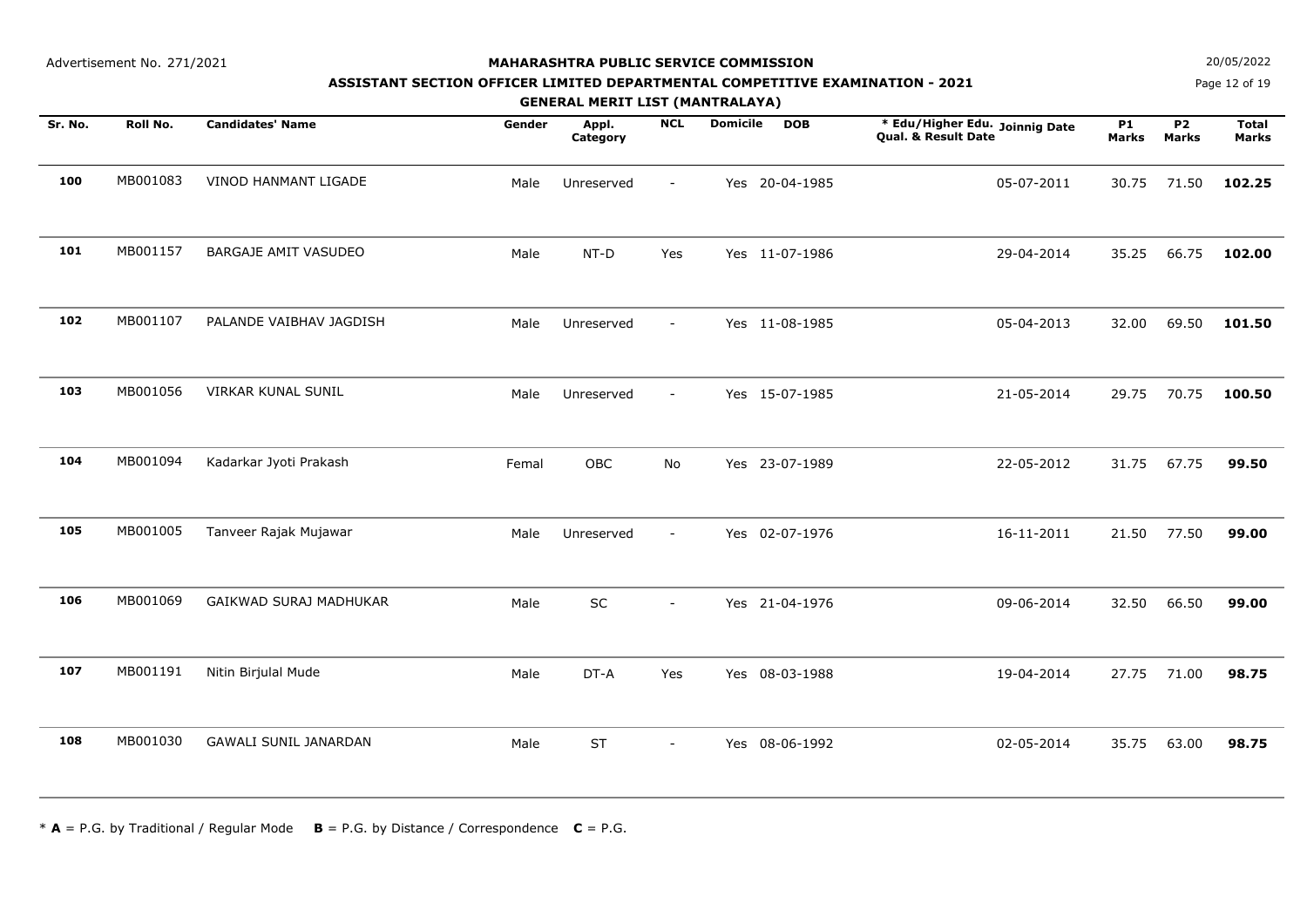Advertisement No. 271/2021

20/05/2022

**MAHARASHTRA PUBLIC SERVICE COMMISSION**

**ASSISTANT SECTION OFFICER LIMITED DEPARTMENTAL COMPETITIVE EXAMINATION - 2021**

**GENERAL MERIT LIST (MANTRALAYA)**

| Sr. No. | Roll No. | Candidates' Name | Gender | Appl. Category | NCL | Domicile | DOB | * Edu/Higher Edu. Qual. & Result Date | Joinnig Date | P1 Marks | P2 Marks | Total Marks |
|---|---|---|---|---|---|---|---|---|---|---|---|---|
| **100** | MB001083 | VINOD HANMANT LIGADE | Male | Unreserved | - | Yes | 20-04-1985 | | 05-07-2011 | 30.75 | 71.50 | **102.25** |
| **101** | MB001157 | BARGAJE AMIT VASUDEO | Male | NT-D | Yes | Yes | 11-07-1986 | | 29-04-2014 | 35.25 | 66.75 | **102.00** |
| **102** | MB001107 | PALANDE VAIBHAV JAGDISH | Male | Unreserved | - | Yes | 11-08-1985 | | 05-04-2013 | 32.00 | 69.50 | **101.50** |
| **103** | MB001056 | VIRKAR KUNAL SUNIL | Male | Unreserved | - | Yes | 15-07-1985 | | 21-05-2014 | 29.75 | 70.75 | **100.50** |
| **104** | MB001094 | Kadarkar Jyoti Prakash | Femal | OBC | No | Yes | 23-07-1989 | | 22-05-2012 | 31.75 | 67.75 | **99.50** |
| **105** | MB001005 | Tanveer Rajak Mujawar | Male | Unreserved | - | Yes | 02-07-1976 | | 16-11-2011 | 21.50 | 77.50 | **99.00** |
| **106** | MB001069 | GAIKWAD SURAJ MADHUKAR | Male | SC | - | Yes | 21-04-1976 | | 09-06-2014 | 32.50 | 66.50 | **99.00** |
| **107** | MB001191 | Nitin Birjulal Mude | Male | DT-A | Yes | Yes | 08-03-1988 | | 19-04-2014 | 27.75 | 71.00 | **98.75** |
| **108** | MB001030 | GAWALI SUNIL JANARDAN | Male | ST | - | Yes | 08-06-1992 | | 02-05-2014 | 35.75 | 63.00 | **98.75** |

* **A** = P.G. by Traditional / Regular Mode **B** = P.G. by Distance / Correspondence **C** = P.G.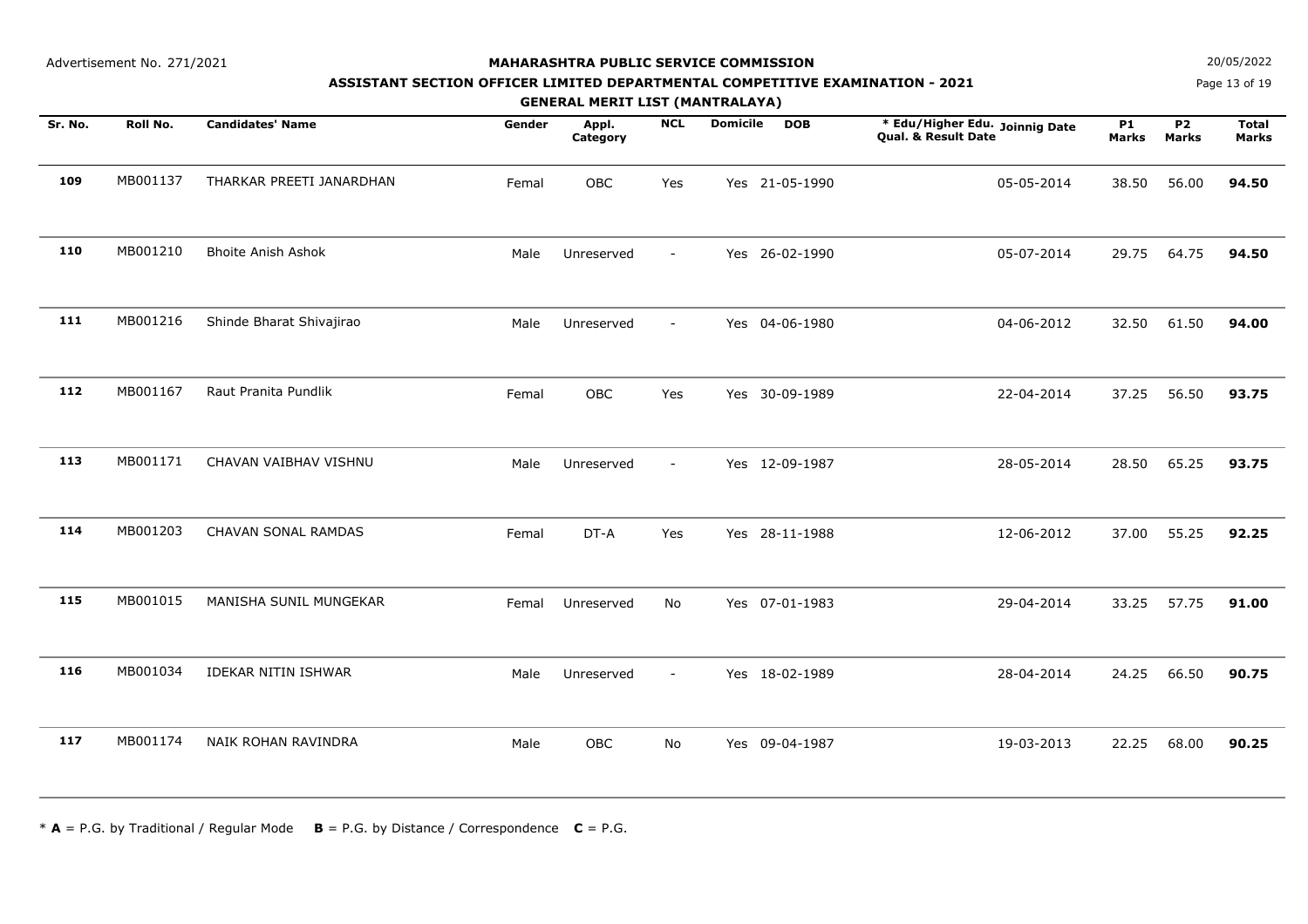MAHARASHTRA PUBLIC SERVICE COMMISSION

ASSISTANT SECTION OFFICER LIMITED DEPARTMENTAL COMPETITIVE EXAMINATION - 2021

GENERAL MERIT LIST (MANTRALAYA)

Advertisement No. 271/2021

20/05/2022

| Sr. No. | Roll No. | Candidates' Name | Gender | Appl. Category | NCL | Domicile | DOB | * Edu/Higher Edu. Qual. & Result Date | Joinnig Date | P1 Marks | P2 Marks | Total Marks |
|---|---|---|---|---|---|---|---|---|---|---|---|---|
| **109** | MB001137 | THARKAR PREETI JANARDHAN | Femal | OBC | Yes | Yes | 21-05-1990 | | 05-05-2014 | 38.50 | 56.00 | **94.50** |
| **110** | MB001210 | Bhoite Anish Ashok | Male | Unreserved | - | Yes | 26-02-1990 | | 05-07-2014 | 29.75 | 64.75 | **94.50** |
| **111** | MB001216 | Shinde Bharat Shivajirao | Male | Unreserved | - | Yes | 04-06-1980 | | 04-06-2012 | 32.50 | 61.50 | **94.00** |
| **112** | MB001167 | Raut Pranita Pundlik | Femal | OBC | Yes | Yes | 30-09-1989 | | 22-04-2014 | 37.25 | 56.50 | **93.75** |
| **113** | MB001171 | CHAVAN VAIBHAV VISHNU | Male | Unreserved | - | Yes | 12-09-1987 | | 28-05-2014 | 28.50 | 65.25 | **93.75** |
| **114** | MB001203 | CHAVAN SONAL RAMDAS | Femal | DT-A | Yes | Yes | 28-11-1988 | | 12-06-2012 | 37.00 | 55.25 | **92.25** |
| **115** | MB001015 | MANISHA SUNIL MUNGEKAR | Femal | Unreserved | No | Yes | 07-01-1983 | | 29-04-2014 | 33.25 | 57.75 | **91.00** |
| **116** | MB001034 | IDEKAR NITIN ISHWAR | Male | Unreserved | - | Yes | 18-02-1989 | | 28-04-2014 | 24.25 | 66.50 | **90.75** |
| **117** | MB001174 | NAIK ROHAN RAVINDRA | Male | OBC | No | Yes | 09-04-1987 | | 19-03-2013 | 22.25 | 68.00 | **90.25** |

* **A** = P.G. by Traditional / Regular Mode **B** = P.G. by Distance / Correspondence **C** = P.G.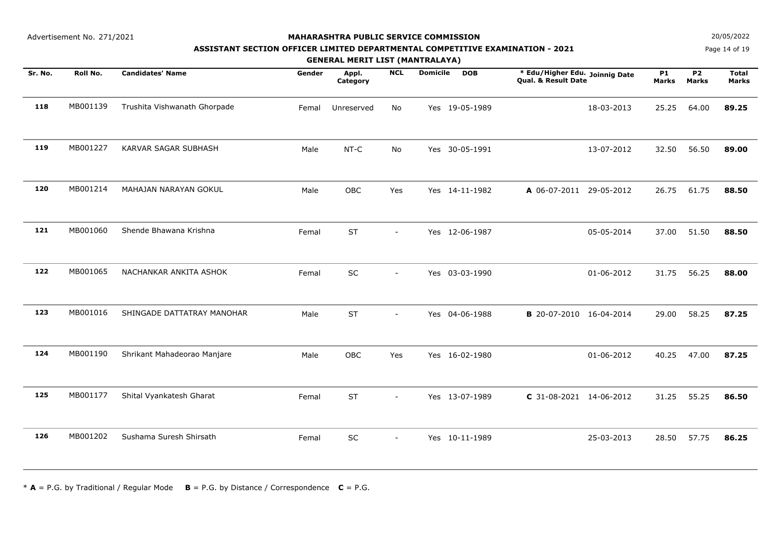Advertisement No. 271/2021

**MAHARASHTRA PUBLIC SERVICE COMMISSION**

**ASSISTANT SECTION OFFICER LIMITED DEPARTMENTAL COMPETITIVE EXAMINATION - 2021**

**GENERAL MERIT LIST (MANTRALAYA)**

20/05/2022

| Sr. No. | Roll No. | Candidates' Name | Gender | Appl. Category | NCL | Domicile | DOB | * Edu/Higher Edu. Qual. & Result Date | Joinnig Date | P1 Marks | P2 Marks | Total Marks |
|---|---|---|---|---|---|---|---|---|---|---|---|---|
| 118 | MB001139 | Trushita Vishwanath Ghorpade | Femal | Unreserved | No | Yes | 19-05-1989 | | 18-03-2013 | 25.25 | 64.00 | **89.25** |
| 119 | MB001227 | KARVAR SAGAR SUBHASH | Male | NT-C | No | Yes | 30-05-1991 | | 13-07-2012 | 32.50 | 56.50 | **89.00** |
| 120 | MB001214 | MAHAJAN NARAYAN GOKUL | Male | OBC | Yes | Yes | 14-11-1982 | **A** 06-07-2011 | 29-05-2012 | 26.75 | 61.75 | **88.50** |
| 121 | MB001060 | Shende Bhawana Krishna | Femal | ST | - | Yes | 12-06-1987 | | 05-05-2014 | 37.00 | 51.50 | **88.50** |
| 122 | MB001065 | NACHANKAR ANKITA ASHOK | Femal | SC | - | Yes | 03-03-1990 | | 01-06-2012 | 31.75 | 56.25 | **88.00** |
| 123 | MB001016 | SHINGADE DATTATRAY MANOHAR | Male | ST | - | Yes | 04-06-1988 | **B** 20-07-2010 | 16-04-2014 | 29.00 | 58.25 | **87.25** |
| 124 | MB001190 | Shrikant Mahadeorao Manjare | Male | OBC | Yes | Yes | 16-02-1980 | | 01-06-2012 | 40.25 | 47.00 | **87.25** |
| 125 | MB001177 | Shital Vyankatesh Gharat | Femal | ST | - | Yes | 13-07-1989 | **C** 31-08-2021 | 14-06-2012 | 31.25 | 55.25 | **86.50** |
| 126 | MB001202 | Sushama Suresh Shirsath | Femal | SC | - | Yes | 10-11-1989 | | 25-03-2013 | 28.50 | 57.75 | **86.25** |

* **A** = P.G. by Traditional / Regular Mode **B** = P.G. by Distance / Correspondence **C** = P.G.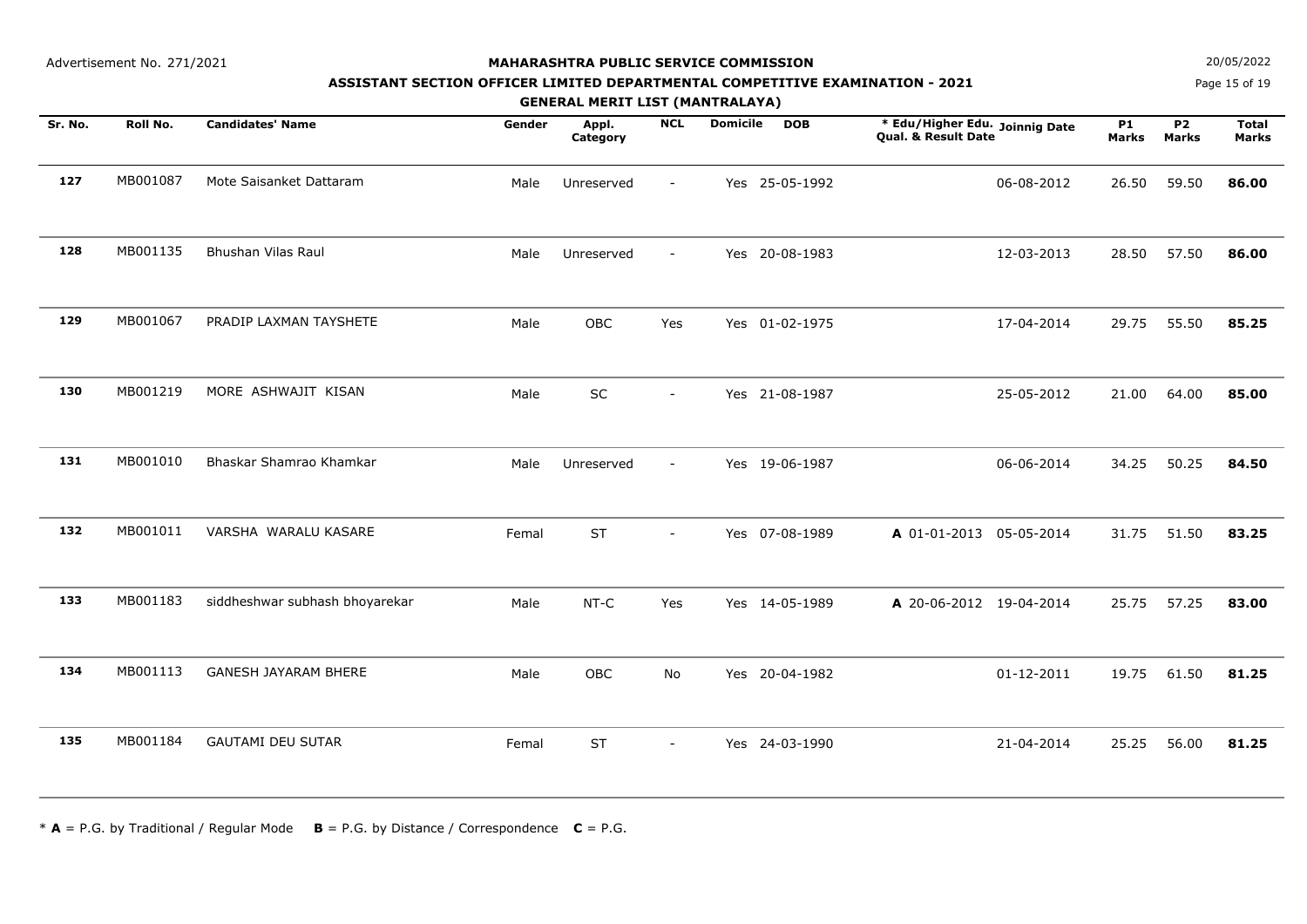Advertisement No. 271/2021

# MAHARASHTRA PUBLIC SERVICE COMMISSION

## ASSISTANT SECTION OFFICER LIMITED DEPARTMENTAL COMPETITIVE EXAMINATION - 2021

### GENERAL MERIT LIST (MANTRALAYA)

20/05/2022

| Sr. No. | Roll No. | Candidates' Name | Gender | Appl. Category | NCL | Domicile | DOB | * Edu/Higher Edu. Qual. & Result Date | Joinnig Date | P1 Marks | P2 Marks | Total Marks |
|---|---|---|---|---|---|---|---|---|---|---|---|---|
| 127 | MB001087 | Mote Saisanket Dattaram | Male | Unreserved | - | Yes | 25-05-1992 | | 06-08-2012 | 26.50 | 59.50 | **86.00** |
| 128 | MB001135 | Bhushan Vilas Raul | Male | Unreserved | - | Yes | 20-08-1983 | | 12-03-2013 | 28.50 | 57.50 | **86.00** |
| 129 | MB001067 | PRADIP LAXMAN TAYSHETE | Male | OBC | Yes | Yes | 01-02-1975 | | 17-04-2014 | 29.75 | 55.50 | **85.25** |
| 130 | MB001219 | MORE ASHWAJIT KISAN | Male | SC | - | Yes | 21-08-1987 | | 25-05-2012 | 21.00 | 64.00 | **85.00** |
| 131 | MB001010 | Bhaskar Shamrao Khamkar | Male | Unreserved | - | Yes | 19-06-1987 | | 06-06-2014 | 34.25 | 50.25 | **84.50** |
| 132 | MB001011 | VARSHA WARALU KASARE | Femal | ST | - | Yes | 07-08-1989 | **A** 01-01-2013 | 05-05-2014 | 31.75 | 51.50 | **83.25** |
| 133 | MB001183 | siddheshwar subhash bhoyarekar | Male | NT-C | Yes | Yes | 14-05-1989 | **A** 20-06-2012 | 19-04-2014 | 25.75 | 57.25 | **83.00** |
| 134 | MB001113 | GANESH JAYARAM BHERE | Male | OBC | No | Yes | 20-04-1982 | | 01-12-2011 | 19.75 | 61.50 | **81.25** |
| 135 | MB001184 | GAUTAMI DEU SUTAR | Femal | ST | - | Yes | 24-03-1990 | | 21-04-2014 | 25.25 | 56.00 | **81.25** |

* **A** = P.G. by Traditional / Regular Mode **B** = P.G. by Distance / Correspondence **C** = P.G.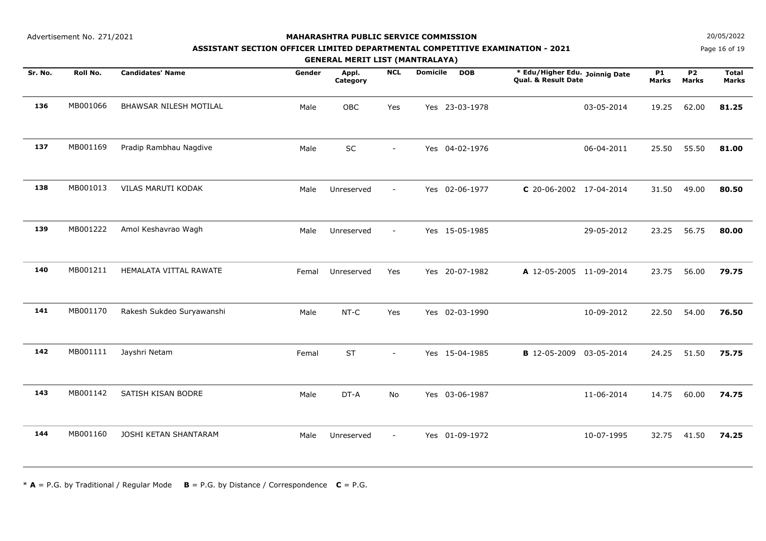Advertisement No. 271/2021

# MAHARASHTRA PUBLIC SERVICE COMMISSION

## ASSISTANT SECTION OFFICER LIMITED DEPARTMENTAL COMPETITIVE EXAMINATION - 2021

20/05/2022

### GENERAL MERIT LIST (MANTRALAYA)

| Sr. No. | Roll No. | Candidates' Name | Gender | Appl. Category | NCL | Domicile | DOB | * Edu/Higher Edu. Qual. & Result Date | Joinnig Date | P1 Marks | P2 Marks | Total Marks |
|---|---|---|---|---|---|---|---|---|---|---|---|---|
| **136** | MB001066 | BHAWSAR NILESH MOTILAL | Male | OBC | Yes | Yes | 23-03-1978 | | 03-05-2014 | 19.25 | 62.00 | **81.25** |
| **137** | MB001169 | Pradip Rambhau Nagdive | Male | SC | - | Yes | 04-02-1976 | | 06-04-2011 | 25.50 | 55.50 | **81.00** |
| **138** | MB001013 | VILAS MARUTI KODAK | Male | Unreserved | - | Yes | 02-06-1977 | **C** 20-06-2002 | 17-04-2014 | 31.50 | 49.00 | **80.50** |
| **139** | MB001222 | Amol Keshavrao Wagh | Male | Unreserved | - | Yes | 15-05-1985 | | 29-05-2012 | 23.25 | 56.75 | **80.00** |
| **140** | MB001211 | HEMALATA VITTAL RAWATE | Femal | Unreserved | Yes | Yes | 20-07-1982 | **A** 12-05-2005 | 11-09-2014 | 23.75 | 56.00 | **79.75** |
| **141** | MB001170 | Rakesh Sukdeo Suryawanshi | Male | NT-C | Yes | Yes | 02-03-1990 | | 10-09-2012 | 22.50 | 54.00 | **76.50** |
| **142** | MB001111 | Jayshri Netam | Femal | ST | - | Yes | 15-04-1985 | **B** 12-05-2009 | 03-05-2014 | 24.25 | 51.50 | **75.75** |
| **143** | MB001142 | SATISH KISAN BODRE | Male | DT-A | No | Yes | 03-06-1987 | | 11-06-2014 | 14.75 | 60.00 | **74.75** |
| **144** | MB001160 | JOSHI KETAN SHANTARAM | Male | Unreserved | - | Yes | 01-09-1972 | | 10-07-1995 | 32.75 | 41.50 | **74.25** |

\* **A** = P.G. by Traditional / Regular Mode **B** = P.G. by Distance / Correspondence **C** = P.G.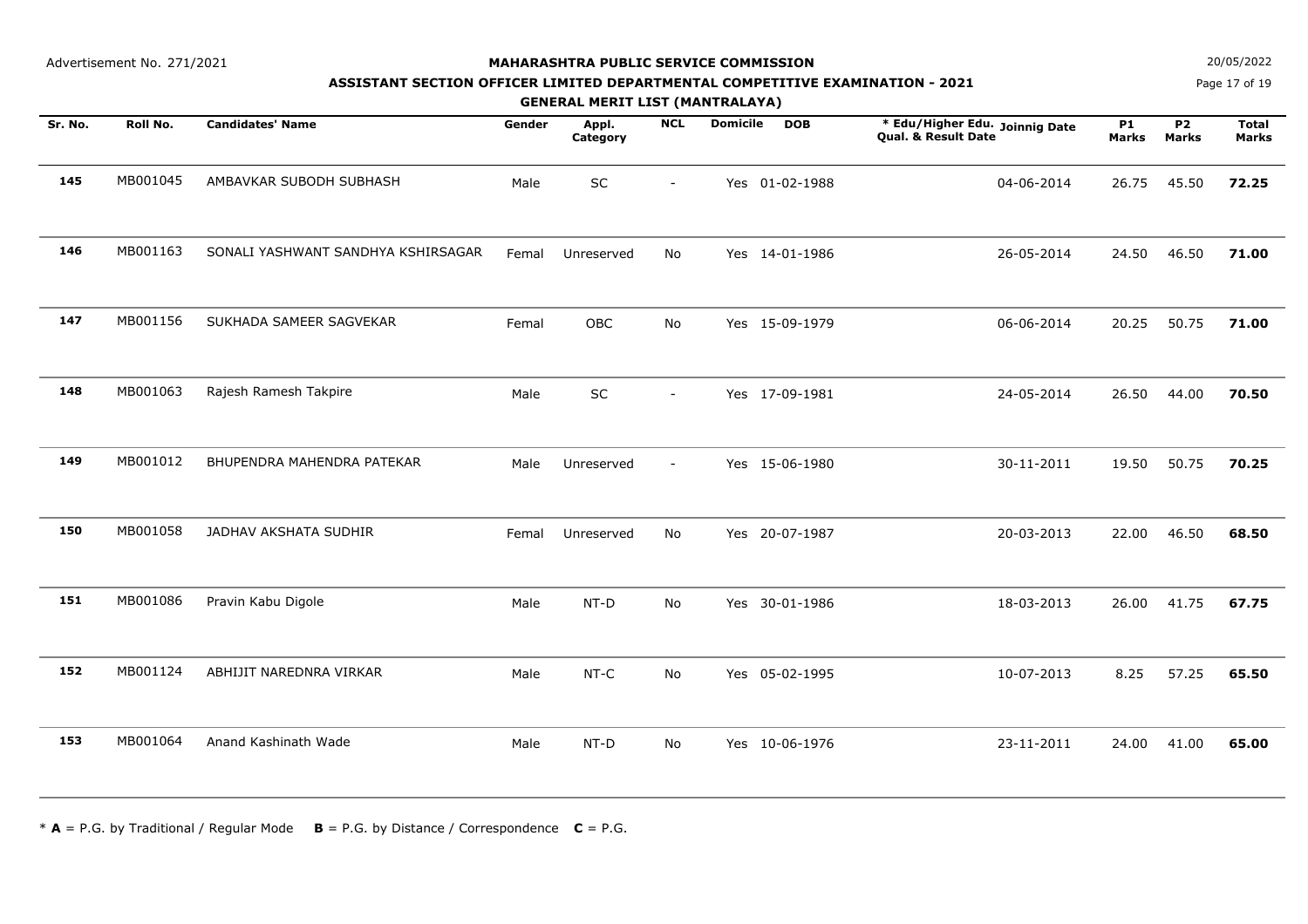**MAHARASHTRA PUBLIC SERVICE COMMISSION**

**ASSISTANT SECTION OFFICER LIMITED DEPARTMENTAL COMPETITIVE EXAMINATION - 2021**

**GENERAL MERIT LIST (MANTRALAYA)**

| Sr. No. | Roll No. | Candidates' Name | Gender | Appl. Category | NCL | Domicile | DOB | * Edu/Higher Edu. Qual. & Result Date | Joinnig Date | P1 Marks | P2 Marks | Total Marks |
|---|---|---|---|---|---|---|---|---|---|---|---|---|
| 145 | MB001045 | AMBAVKAR SUBODH SUBHASH | Male | SC | - | Yes | 01-02-1988 | | 04-06-2014 | 26.75 | 45.50 | **72.25** |
| 146 | MB001163 | SONALI YASHWANT SANDHYA KSHIRSAGAR | Femal | Unreserved | No | Yes | 14-01-1986 | | 26-05-2014 | 24.50 | 46.50 | **71.00** |
| 147 | MB001156 | SUKHADA SAMEER SAGVEKAR | Femal | OBC | No | Yes | 15-09-1979 | | 06-06-2014 | 20.25 | 50.75 | **71.00** |
| 148 | MB001063 | Rajesh Ramesh Takpire | Male | SC | - | Yes | 17-09-1981 | | 24-05-2014 | 26.50 | 44.00 | **70.50** |
| 149 | MB001012 | BHUPENDRA MAHENDRA PATEKAR | Male | Unreserved | - | Yes | 15-06-1980 | | 30-11-2011 | 19.50 | 50.75 | **70.25** |
| 150 | MB001058 | JADHAV AKSHATA SUDHIR | Femal | Unreserved | No | Yes | 20-07-1987 | | 20-03-2013 | 22.00 | 46.50 | **68.50** |
| 151 | MB001086 | Pravin Kabu Digole | Male | NT-D | No | Yes | 30-01-1986 | | 18-03-2013 | 26.00 | 41.75 | **67.75** |
| 152 | MB001124 | ABHIJIT NAREDNRA VIRKAR | Male | NT-C | No | Yes | 05-02-1995 | | 10-07-2013 | 8.25 | 57.25 | **65.50** |
| 153 | MB001064 | Anand Kashinath Wade | Male | NT-D | No | Yes | 10-06-1976 | | 23-11-2011 | 24.00 | 41.00 | **65.00** |

* **A** = P.G. by Traditional / Regular Mode **B** = P.G. by Distance / Correspondence **C** = P.G.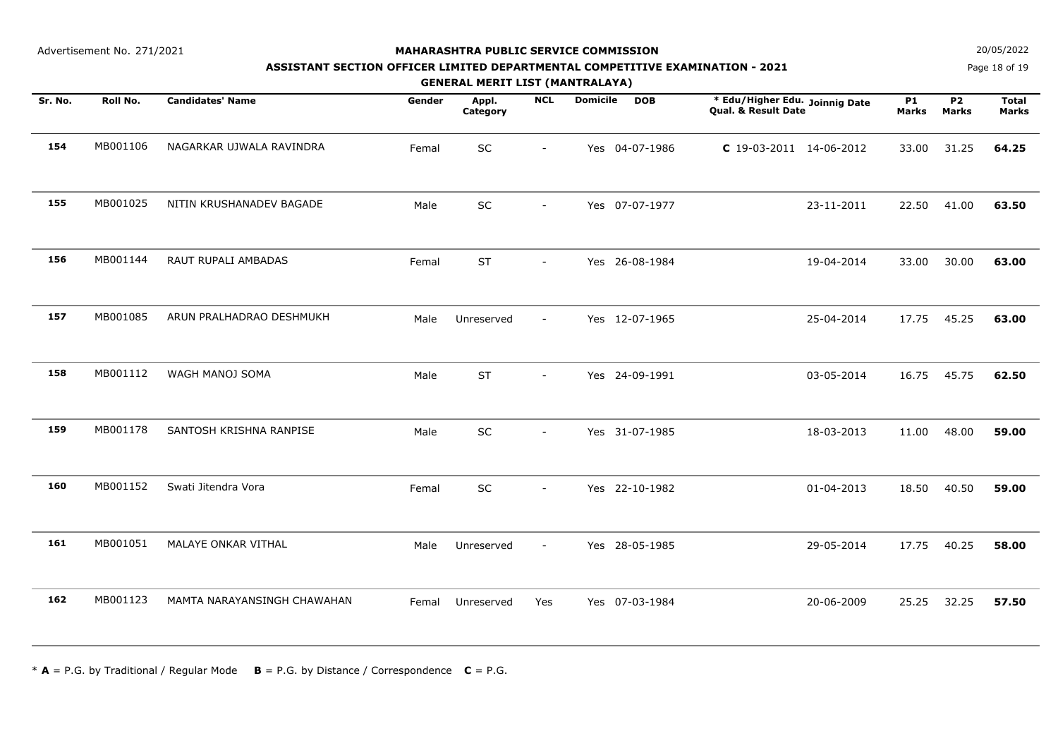Advertisement No. 271/2021

20/05/2022

**MAHARASHTRA PUBLIC SERVICE COMMISSION**

**ASSISTANT SECTION OFFICER LIMITED DEPARTMENTAL COMPETITIVE EXAMINATION - 2021**

**GENERAL MERIT LIST (MANTRALAYA)**

| Sr. No. | Roll No. | Candidates' Name | Gender | Appl. Category | NCL | Domicile | DOB | * Edu/Higher Edu. Qual. & Result Date | Joinnig Date | P1 Marks | P2 Marks | Total Marks |
|---|---|---|---|---|---|---|---|---|---|---|---|---|
| **154** | MB001106 | NAGARKAR UJWALA RAVINDRA | Femal | SC | - | Yes | 04-07-1986 | **C** 19-03-2011 | 14-06-2012 | 33.00 | 31.25 | **64.25** |
| **155** | MB001025 | NITIN KRUSHANADEV BAGADE | Male | SC | - | Yes | 07-07-1977 | | 23-11-2011 | 22.50 | 41.00 | **63.50** |
| **156** | MB001144 | RAUT RUPALI AMBADAS | Femal | ST | - | Yes | 26-08-1984 | | 19-04-2014 | 33.00 | 30.00 | **63.00** |
| **157** | MB001085 | ARUN PRALHADRAO DESHMUKH | Male | Unreserved | - | Yes | 12-07-1965 | | 25-04-2014 | 17.75 | 45.25 | **63.00** |
| **158** | MB001112 | WAGH MANOJ SOMA | Male | ST | - | Yes | 24-09-1991 | | 03-05-2014 | 16.75 | 45.75 | **62.50** |
| **159** | MB001178 | SANTOSH KRISHNA RANPISE | Male | SC | - | Yes | 31-07-1985 | | 18-03-2013 | 11.00 | 48.00 | **59.00** |
| **160** | MB001152 | Swati Jitendra Vora | Femal | SC | - | Yes | 22-10-1982 | | 01-04-2013 | 18.50 | 40.50 | **59.00** |
| **161** | MB001051 | MALAYE ONKAR VITHAL | Male | Unreserved | - | Yes | 28-05-1985 | | 29-05-2014 | 17.75 | 40.25 | **58.00** |
| **162** | MB001123 | MAMTA NARAYANSINGH CHAWAHAN | Femal | Unreserved | Yes | Yes | 07-03-1984 | | 20-06-2009 | 25.25 | 32.25 | **57.50** |

\* **A** = P.G. by Traditional / Regular Mode **B** = P.G. by Distance / Correspondence **C** = P.G.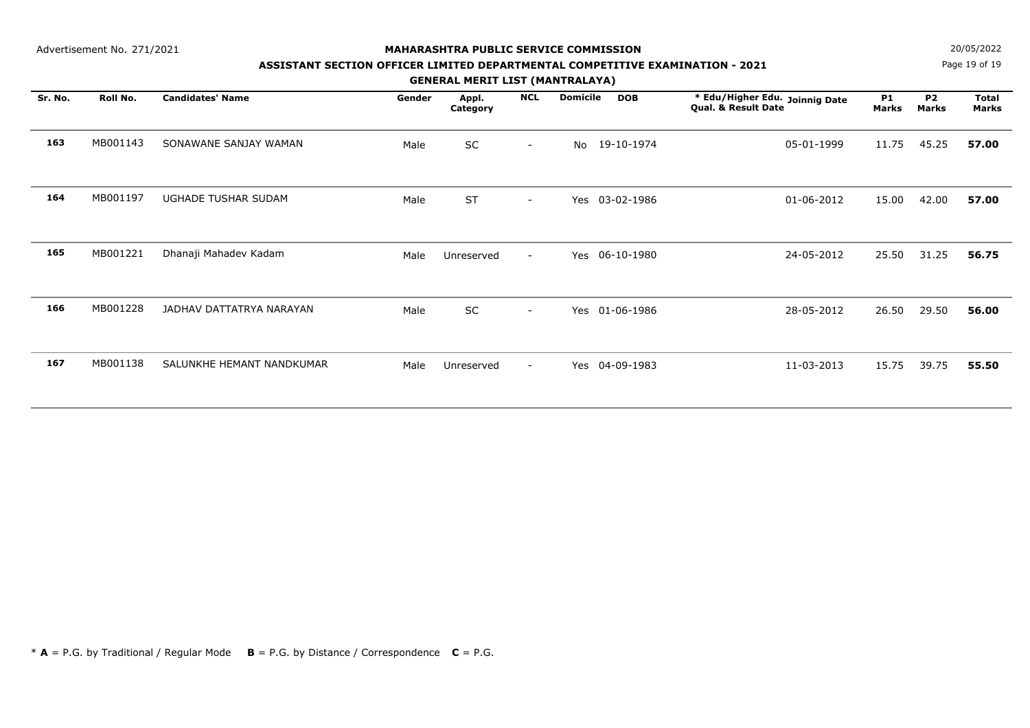**MAHARASHTRA PUBLIC SERVICE COMMISSION**

**ASSISTANT SECTION OFFICER LIMITED DEPARTMENTAL COMPETITIVE EXAMINATION - 2021**

**GENERAL MERIT LIST (MANTRALAYA)**

| Sr. No. | Roll No. | Candidates' Name | Gender | Appl. Category | NCL | Domicile | DOB | * Edu/Higher Edu. Qual. & Result Date | Joinnig Date | P1 Marks | P2 Marks | Total Marks |
|---|---|---|---|---|---|---|---|---|---|---|---|---|
| **163** | MB001143 | SONAWANE SANJAY WAMAN | Male | SC | - | No | 19-10-1974 | | 05-01-1999 | 11.75 | 45.25 | **57.00** |
| **164** | MB001197 | UGHADE TUSHAR SUDAM | Male | ST | - | Yes | 03-02-1986 | | 01-06-2012 | 15.00 | 42.00 | **57.00** |
| **165** | MB001221 | Dhanaji Mahadev Kadam | Male | Unreserved | - | Yes | 06-10-1980 | | 24-05-2012 | 25.50 | 31.25 | **56.75** |
| **166** | MB001228 | JADHAV DATTATRYA NARAYAN | Male | SC | - | Yes | 01-06-1986 | | 28-05-2012 | 26.50 | 29.50 | **56.00** |
| **167** | MB001138 | SALUNKHE HEMANT NANDKUMAR | Male | Unreserved | - | Yes | 04-09-1983 | | 11-03-2013 | 15.75 | 39.75 | **55.50** |

* **A** = P.G. by Traditional / Regular Mode **B** = P.G. by Distance / Correspondence **C** = P.G.